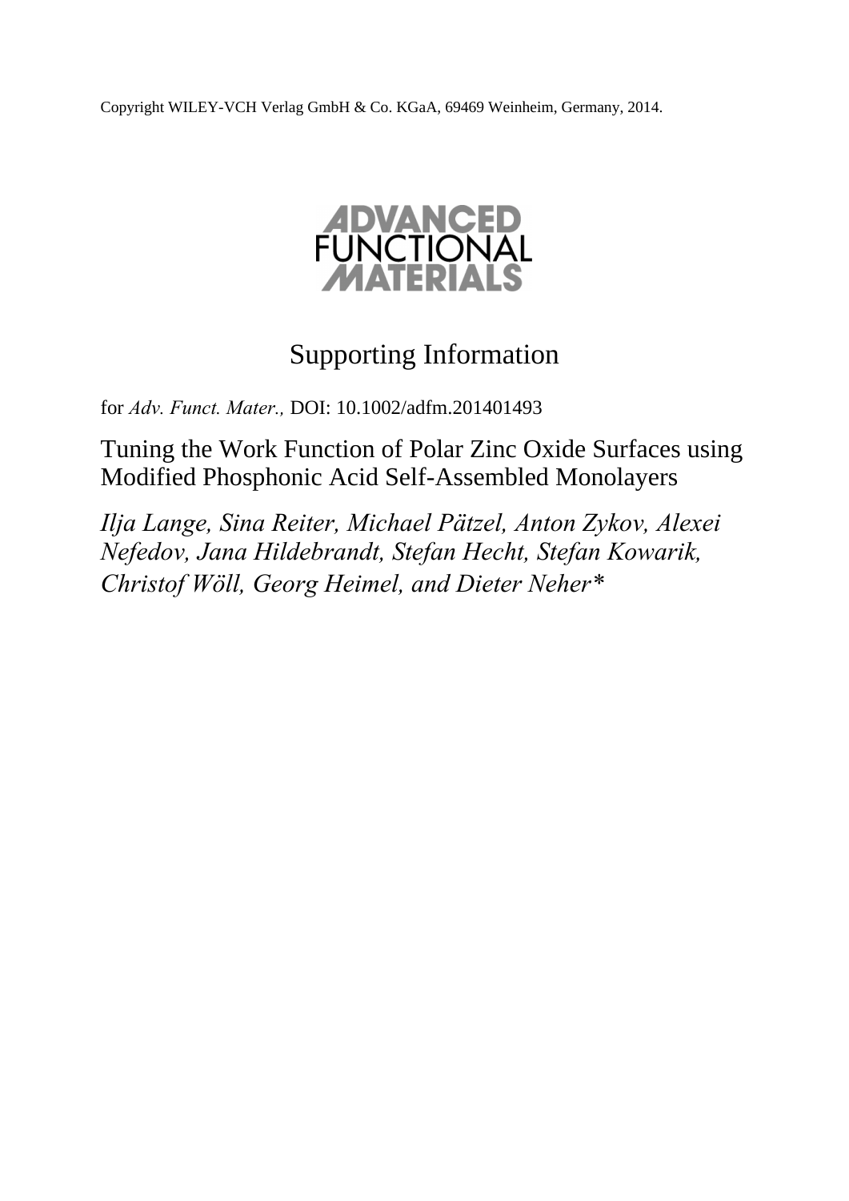Copyright WILEY-VCH Verlag GmbH & Co. KGaA, 69469 Weinheim, Germany, 2014.

ADVANCED FUNCTIONAL MATERIALS

# Supporting Information

for *Adv. Funct. Mater.,* DOI: 10.1002/adfm.201401493

## Tuning the Work Function of Polar Zinc Oxide Surfaces using Modified Phosphonic Acid Self-Assembled Monolayers

*Ilja Lange, Sina Reiter, Michael Pätzel, Anton Zykov, Alexei Nefedov, Jana Hildebrandt, Stefan Hecht, Stefan Kowarik, Christof Wöll, Georg Heimel, and Dieter Neher**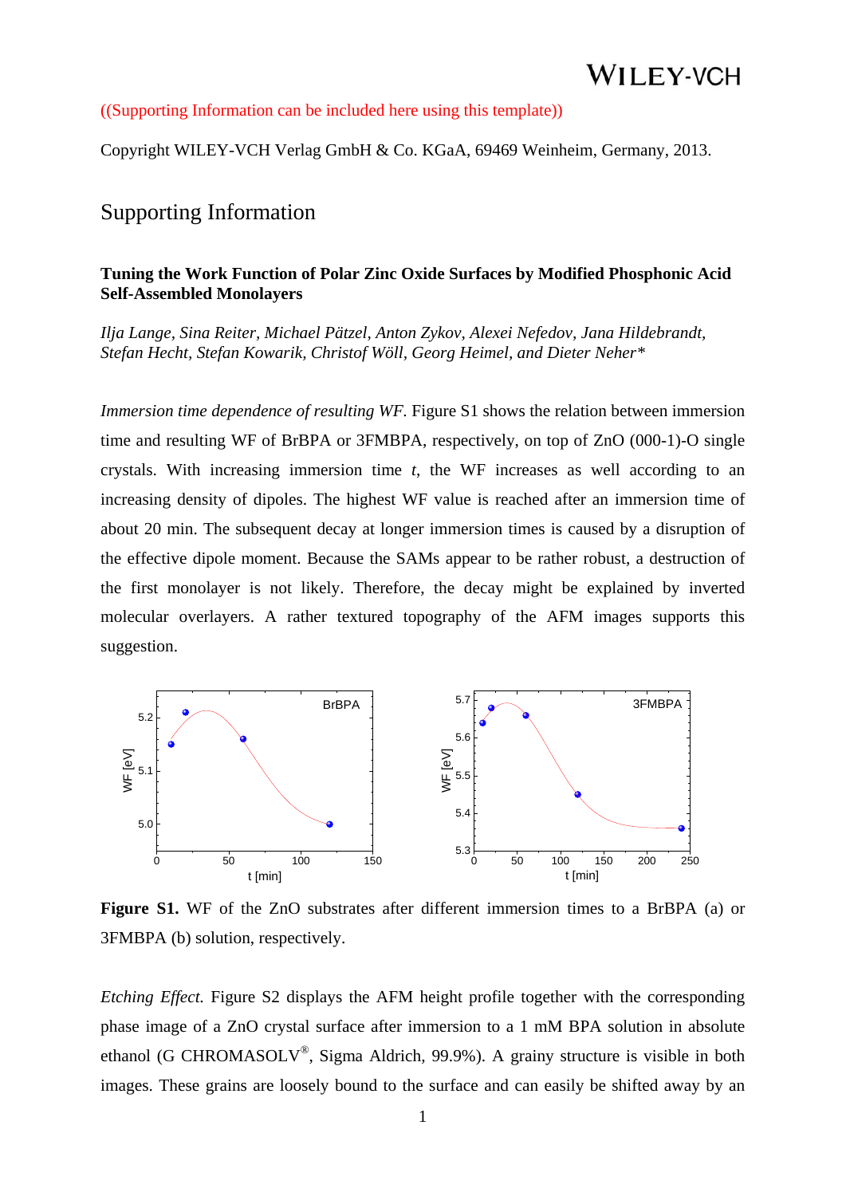((Supporting Information can be included here using this template))

Copyright WILEY-VCH Verlag GmbH & Co. KGaA, 69469 Weinheim, Germany, 2013.

# Supporting Information

**Tuning the Work Function of Polar Zinc Oxide Surfaces by Modified Phosphonic Acid Self-Assembled Monolayers**

*Ilja Lange, Sina Reiter, Michael Pätzel, Anton Zykov, Alexei Nefedov, Jana Hildebrandt, Stefan Hecht, Stefan Kowarik, Christof Wöll, Georg Heimel, and Dieter Neher\**

*Immersion time dependence of resulting WF.* Figure S1 shows the relation between immersion time and resulting WF of BrBPA or 3FMBPA, respectively, on top of ZnO (000-1)-O single crystals. With increasing immersion time *t*, the WF increases as well according to an increasing density of dipoles. The highest WF value is reached after an immersion time of about 20 min. The subsequent decay at longer immersion times is caused by a disruption of the effective dipole moment. Because the SAMs appear to be rather robust, a destruction of the first monolayer is not likely. Therefore, the decay might be explained by inverted molecular overlayers. A rather textured topography of the AFM images supports this suggestion.

**Figure S1.** WF of the ZnO substrates after different immersion times to a BrBPA (a) or 3FMBPA (b) solution, respectively.

*Etching Effect.* Figure S2 displays the AFM height profile together with the corresponding phase image of a ZnO crystal surface after immersion to a 1 mM BPA solution in absolute ethanol (G CHROMASOLV®, Sigma Aldrich, 99.9%). A grainy structure is visible in both images. These grains are loosely bound to the surface and can easily be shifted away by an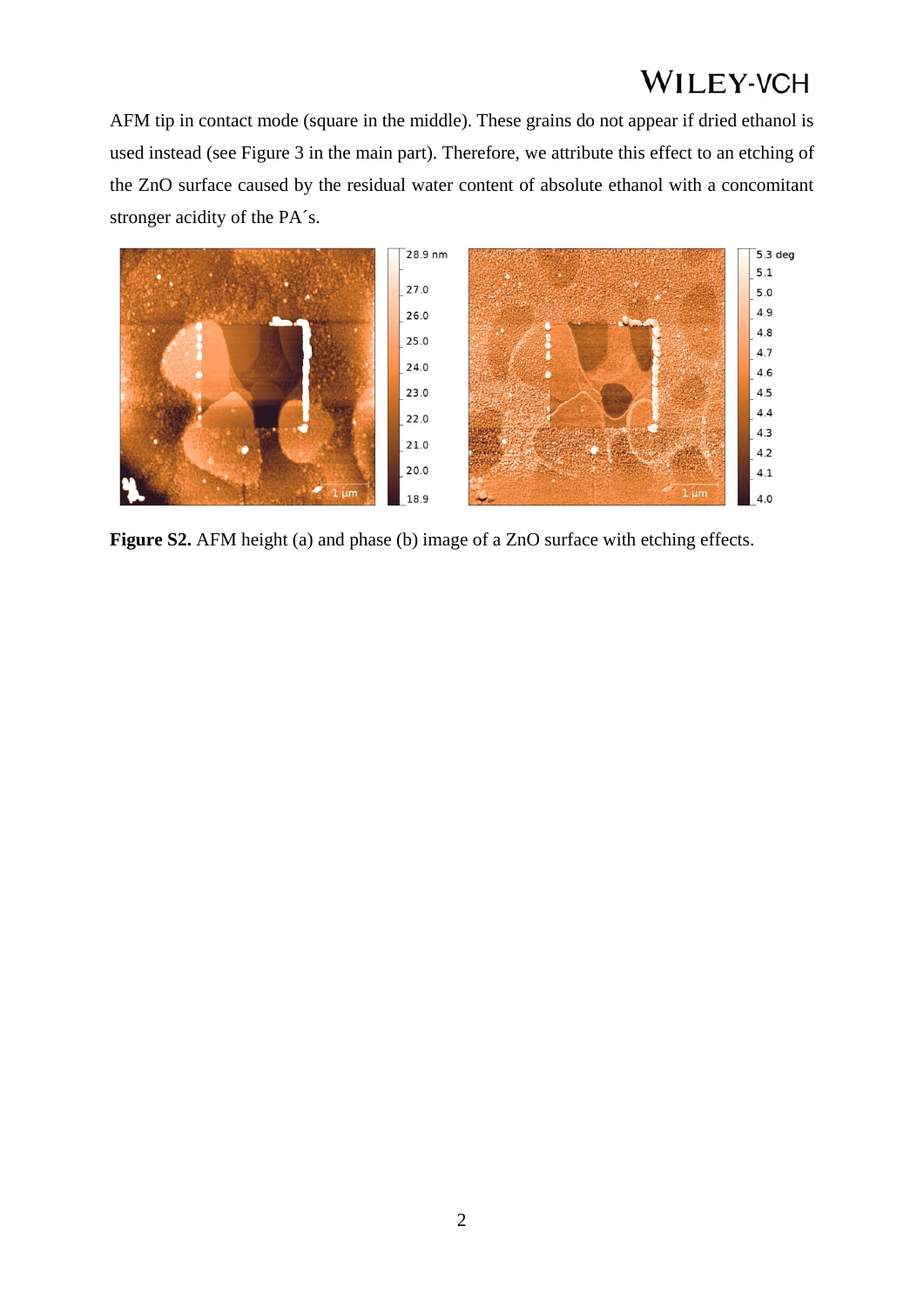AFM tip in contact mode (square in the middle). These grains do not appear if dried ethanol is used instead (see Figure 3 in the main part). Therefore, we attribute this effect to an etching of the ZnO surface caused by the residual water content of absolute ethanol with a concomitant stronger acidity of the PA´s.

28.9 nm
27.0
26.0
25.0
24.0
23.0
22.0
21.0
20.0
18.9
1 µm

5.3 deg
5.1
5.0
4.9
4.8
4.7
4.6
4.5
4.4
4.3
4.2
4.1
4.0
1 µm

**Figure S2.** AFM height (a) and phase (b) image of a ZnO surface with etching effects.